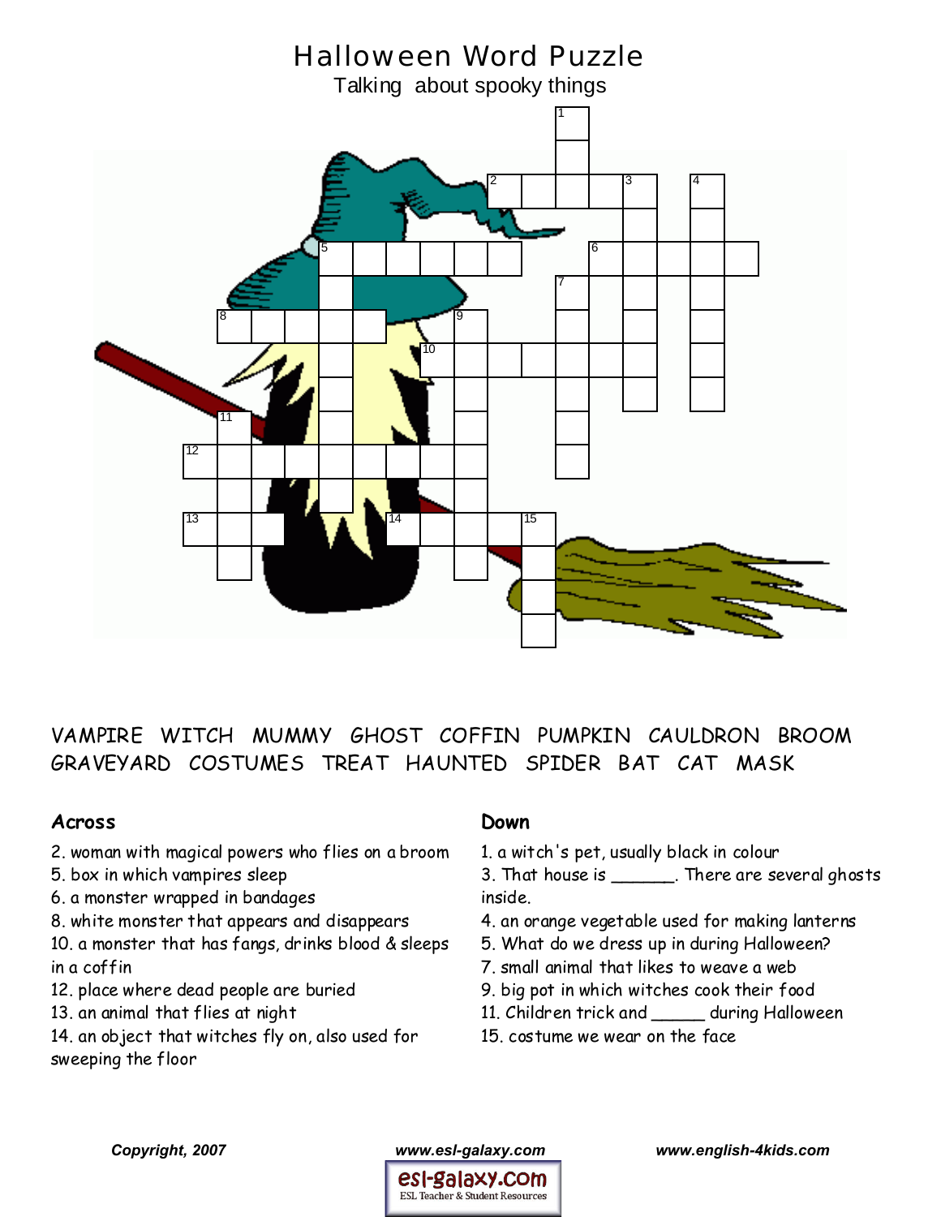# Halloween Word Puzzle

Talking about spooky things

VAMPIRE WITCH MUMMY GHOST COFFIN PUMPKIN CAULDRON BROOM GRAVEYARD COSTUMES TREAT HAUNTED SPIDER BAT CAT MASK

## Across

2. woman with magical powers who flies on a broom
5. box in which vampires sleep
6. a monster wrapped in bandages
8. white monster that appears and disappears
10. a monster that has fangs, drinks blood & sleeps in a coffin
12. place where dead people are buried
13. an animal that flies at night
14. an object that witches fly on, also used for sweeping the floor

## Down

1. a witch's pet, usually black in colour
3. That house is _______. There are several ghosts inside.
4. an orange vegetable used for making lanterns
5. What do we dress up in during Halloween?
7. small animal that likes to weave a web
9. big pot in which witches cook their food
11. Children trick and ______ during Halloween
15. costume we wear on the face

*Copyright, 2007* **www.esl-galaxy.com** **www.english-4kids.com**

esl-galaxy.com
ESL Teacher & Student Resources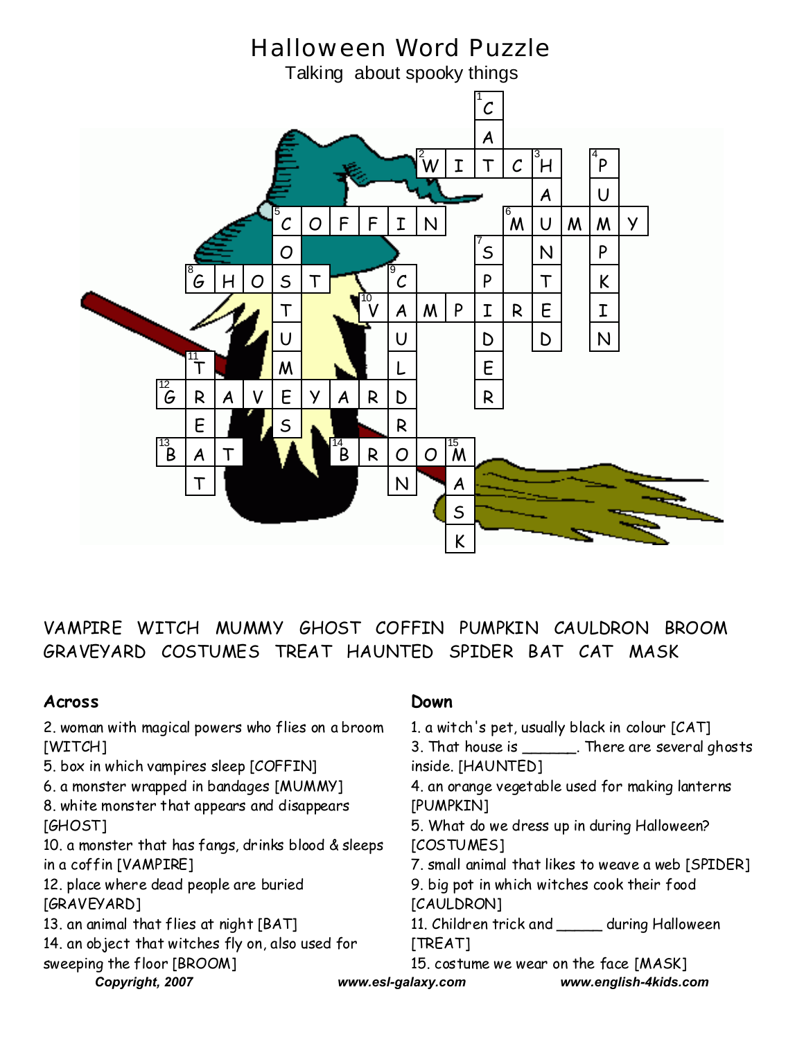# Halloween Word Puzzle

Talking about spooky things

VAMPIRE WITCH MUMMY GHOST COFFIN PUMPKIN CAULDRON BROOM GRAVEYARD COSTUMES TREAT HAUNTED SPIDER BAT CAT MASK

## Across

2. woman with magical powers who flies on a broom [WITCH]
5. box in which vampires sleep [COFFIN]
6. a monster wrapped in bandages [MUMMY]
8. white monster that appears and disappears [GHOST]
10. a monster that has fangs, drinks blood & sleeps in a coffin [VAMPIRE]
12. place where dead people are buried [GRAVEYARD]
13. an animal that flies at night [BAT]
14. an object that witches fly on, also used for sweeping the floor [BROOM]

## Down

1. a witch's pet, usually black in colour [CAT]
3. That house is ______. There are several ghosts inside. [HAUNTED]
4. an orange vegetable used for making lanterns [PUMPKIN]
5. What do we dress up in during Halloween? [COSTUMES]
7. small animal that likes to weave a web [SPIDER]
9. big pot in which witches cook their food [CAULDRON]
11. Children trick and _____ during Halloween [TREAT]
15. costume we wear on the face [MASK]

*Copyright, 2007* *www.esl-galaxy.com* *www.english-4kids.com*